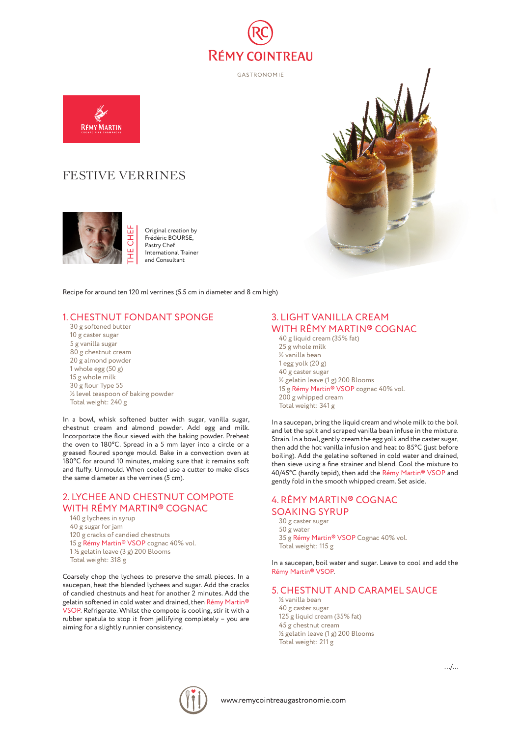RÉMY COINTREAU

GASTRONOMIE

RÉMY MARTIN

# FESTIVE VERRINES

THE CHEF

Original creation by
Frédéric BOURSE,
Pastry Chef
International Trainer
and Consultant

Recipe for around ten 120 ml verrines (5.5 cm in diameter and 8 cm high)

## 1. CHESTNUT FONDANT SPONGE

30 g softened butter
10 g caster sugar
5 g vanilla sugar
80 g chestnut cream
20 g almond powder
1 whole egg (50 g)
15 g whole milk
30 g flour Type 55
½ level teaspoon of baking powder
Total weight: 240 g

In a bowl, whisk softened butter with sugar, vanilla sugar, chestnut cream and almond powder. Add egg and milk. Incorportate the flour sieved with the baking powder. Preheat the oven to 180°C. Spread in a 5 mm layer into a circle or a greased floured sponge mould. Bake in a convection oven at 180°C for around 10 minutes, making sure that it remains soft and fluffy. Unmould. When cooled use a cutter to make discs the same diameter as the verrines (5 cm).

## 2. LYCHEE AND CHESTNUT COMPOTE WITH RÉMY MARTIN® COGNAC

140 g lychees in syrup
40 g sugar for jam
120 g cracks of candied chestnuts
15 g Rémy Martin® VSOP cognac 40% vol.
1 ½ gelatin leave (3 g) 200 Blooms
Total weight: 318 g

Coarsely chop the lychees to preserve the small pieces. In a saucepan, heat the blended lychees and sugar. Add the cracks of candied chestnuts and heat for another 2 minutes. Add the gelatin softened in cold water and drained, then Rémy Martin® VSOP. Refrigerate. Whilst the compote is cooling, stir it with a rubber spatula to stop it from jellifying completely – you are aiming for a slightly runnier consistency.

## 3. LIGHT VANILLA CREAM WITH RÉMY MARTIN® COGNAC

40 g liquid cream (35% fat)
25 g whole milk
½ vanilla bean
1 egg yolk (20 g)
40 g caster sugar
½ gelatin leave (1 g) 200 Blooms
15 g Rémy Martin® VSOP cognac 40% vol.
200 g whipped cream
Total weight: 341 g

In a saucepan, bring the liquid cream and whole milk to the boil and let the split and scraped vanilla bean infuse in the mixture. Strain. In a bowl, gently cream the egg yolk and the caster sugar, then add the hot vanilla infusion and heat to 85°C (just before boiling). Add the gelatine softened in cold water and drained, then sieve using a fine strainer and blend. Cool the mixture to 40/45°C (hardly tepid), then add the Rémy Martin® VSOP and gently fold in the smooth whipped cream. Set aside.

## 4. RÉMY MARTIN® COGNAC SOAKING SYRUP

30 g caster sugar
50 g water
35 g Rémy Martin® VSOP Cognac 40% vol.
Total weight: 115 g

In a saucepan, boil water and sugar. Leave to cool and add the Rémy Martin® VSOP.

## 5. CHESTNUT AND CARAMEL SAUCE

½ vanilla bean
40 g caster sugar
125 g liquid cream (35% fat)
45 g chestnut cream
½ gelatin leave (1 g) 200 Blooms
Total weight: 211 g

.../...

www.remycointreaugastronomie.com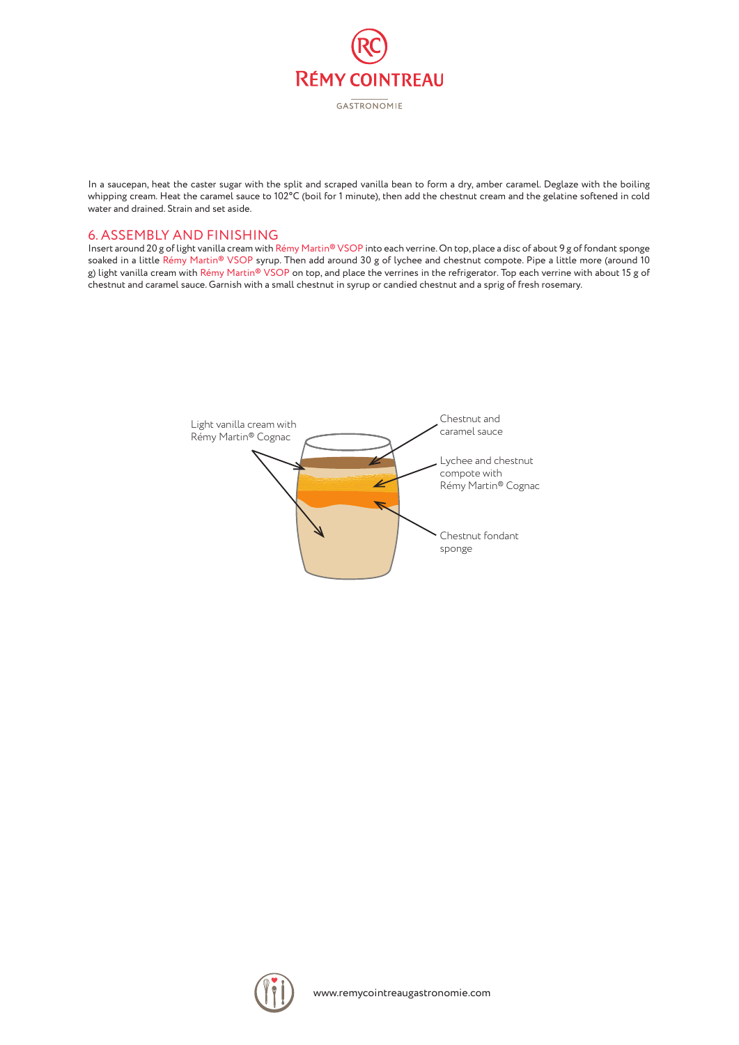In a saucepan, heat the caster sugar with the split and scraped vanilla bean to form a dry, amber caramel. Deglaze with the boiling whipping cream. Heat the caramel sauce to 102°C (boil for 1 minute), then add the chestnut cream and the gelatine softened in cold water and drained. Strain and set aside.

## 6. ASSEMBLY AND FINISHING

Insert around 20 g of light vanilla cream with Rémy Martin® VSOP into each verrine. On top, place a disc of about 9 g of fondant sponge soaked in a little Rémy Martin® VSOP syrup. Then add around 30 g of lychee and chestnut compote. Pipe a little more (around 10 g) light vanilla cream with Rémy Martin® VSOP on top, and place the verrines in the refrigerator. Top each verrine with about 15 g of chestnut and caramel sauce. Garnish with a small chestnut in syrup or candied chestnut and a sprig of fresh rosemary.

Light vanilla cream with Rémy Martin® Cognac

Chestnut and caramel sauce

Lychee and chestnut compote with Rémy Martin® Cognac

Chestnut fondant sponge

www.remycointreaugastronomie.com